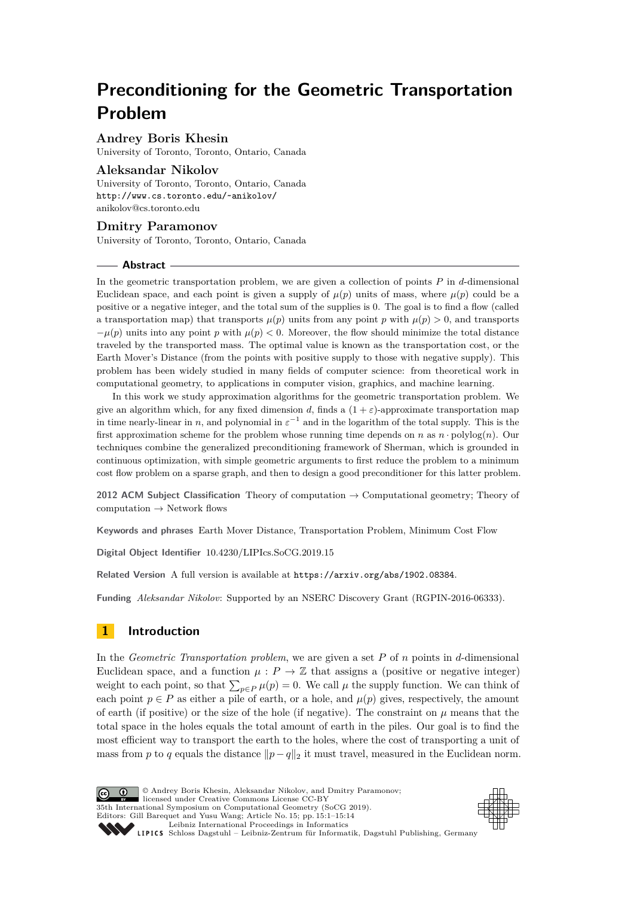# Preconditioning for the Geometric Transportation Problem

**Andrey Boris Khesin**
University of Toronto, Toronto, Ontario, Canada

**Aleksandar Nikolov**
University of Toronto, Toronto, Ontario, Canada
http://www.cs.toronto.edu/~anikolov/
anikolov@cs.toronto.edu

**Dmitry Paramonov**
University of Toronto, Toronto, Ontario, Canada

## Abstract

In the geometric transportation problem, we are given a collection of points $P$ in $d$-dimensional Euclidean space, and each point is given a supply of $\mu(p)$ units of mass, where $\mu(p)$ could be a positive or a negative integer, and the total sum of the supplies is 0. The goal is to find a flow (called a transportation map) that transports $\mu(p)$ units from any point $p$ with $\mu(p) > 0$, and transports $-\mu(p)$ units into any point $p$ with $\mu(p) < 0$. Moreover, the flow should minimize the total distance traveled by the transported mass. The optimal value is known as the transportation cost, or the Earth Mover's Distance (from the points with positive supply to those with negative supply). This problem has been widely studied in many fields of computer science: from theoretical work in computational geometry, to applications in computer vision, graphics, and machine learning.

In this work we study approximation algorithms for the geometric transportation problem. We give an algorithm which, for any fixed dimension $d$, finds a $(1 + \varepsilon)$-approximate transportation map in time nearly-linear in $n$, and polynomial in $\varepsilon^{-1}$ and in the logarithm of the total supply. This is the first approximation scheme for the problem whose running time depends on $n$ as $n \cdot \text{polylog}(n)$. Our techniques combine the generalized preconditioning framework of Sherman, which is grounded in continuous optimization, with simple geometric arguments to first reduce the problem to a minimum cost flow problem on a sparse graph, and then to design a good preconditioner for this latter problem.

**2012 ACM Subject Classification** Theory of computation → Computational geometry; Theory of computation → Network flows

**Keywords and phrases** Earth Mover Distance, Transportation Problem, Minimum Cost Flow

**Digital Object Identifier** 10.4230/LIPIcs.SoCG.2019.15

**Related Version** A full version is available at https://arxiv.org/abs/1902.08384.

**Funding** *Aleksandar Nikolov*: Supported by an NSERC Discovery Grant (RGPIN-2016-06333).

## 1 Introduction

In the *Geometric Transportation problem*, we are given a set $P$ of $n$ points in $d$-dimensional Euclidean space, and a function $\mu : P \to \mathbb{Z}$ that assigns a (positive or negative integer) weight to each point, so that $\sum_{p \in P} \mu(p) = 0$. We call $\mu$ the supply function. We can think of each point $p \in P$ as either a pile of earth, or a hole, and $\mu(p)$ gives, respectively, the amount of earth (if positive) or the size of the hole (if negative). The constraint on $\mu$ means that the total space in the holes equals the total amount of earth in the piles. Our goal is to find the most efficient way to transport the earth to the holes, where the cost of transporting a unit of mass from $p$ to $q$ equals the distance $\|p - q\|_2$ it must travel, measured in the Euclidean norm.

© Andrey Boris Khesin, Aleksandar Nikolov, and Dmitry Paramonov; licensed under Creative Commons License CC-BY
35th International Symposium on Computational Geometry (SoCG 2019).
Editors: Gill Barequet and Yusu Wang; Article No. 15; pp. 15:1–15:14
Leibniz International Proceedings in Informatics
LIPICS Schloss Dagstuhl – Leibniz-Zentrum für Informatik, Dagstuhl Publishing, Germany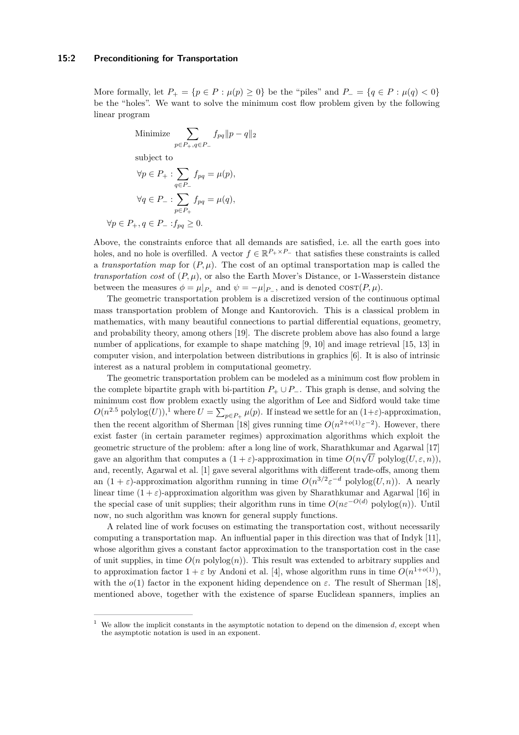More formally, let $P_+ = \{p \in P : \mu(p) \geq 0\}$ be the "piles" and $P_- = \{q \in P : \mu(q) < 0\}$ be the "holes". We want to solve the minimum cost flow problem given by the following linear program

$$
\begin{aligned}
&\text{Minimize} \sum_{p \in P_+, q \in P_-} f_{pq} \|p - q\|_2 \\
&\text{subject to} \\
&\forall p \in P_+ : \sum_{q \in P_-} f_{pq} = \mu(p), \\
&\forall q \in P_- : \sum_{p \in P_+} f_{pq} = \mu(q), \\
&\forall p \in P_+, q \in P_- : f_{pq} \geq 0.
\end{aligned}
$$

Above, the constraints enforce that all demands are satisfied, i.e. all the earth goes into holes, and no hole is overfilled. A vector $f \in \mathbb{R}^{P_+ \times P_-}$ that satisfies these constraints is called a *transportation map* for $(P, \mu)$. The cost of an optimal transportation map is called the *transportation cost* of $(P, \mu)$, or also the Earth Mover's Distance, or 1-Wasserstein distance between the measures $\phi = \mu|_{P_+}$ and $\psi = -\mu|_{P_-}$, and is denoted $\text{COST}(P, \mu)$.

The geometric transportation problem is a discretized version of the continuous optimal mass transportation problem of Monge and Kantorovich. This is a classical problem in mathematics, with many beautiful connections to partial differential equations, geometry, and probability theory, among others [19]. The discrete problem above has also found a large number of applications, for example to shape matching [9, 10] and image retrieval [15, 13] in computer vision, and interpolation between distributions in graphics [6]. It is also of intrinsic interest as a natural problem in computational geometry.

The geometric transportation problem can be modeled as a minimum cost flow problem in the complete bipartite graph with bi-partition $P_+ \cup P_-$. This graph is dense, and solving the minimum cost flow problem exactly using the algorithm of Lee and Sidford would take time $O(n^{2.5} \text{ polylog}(U))$,[1] where $U = \sum_{p \in P_+} \mu(p)$. If instead we settle for an $(1+\varepsilon)$-approximation, then the recent algorithm of Sherman [18] gives running time $O(n^{2+o(1)}\varepsilon^{-2})$. However, there exist faster (in certain parameter regimes) approximation algorithms which exploit the geometric structure of the problem: after a long line of work, Sharathkumar and Agarwal [17] gave an algorithm that computes a $(1+\varepsilon)$-approximation in time $O(n\sqrt{U} \text{ polylog}(U, \varepsilon, n))$, and, recently, Agarwal et al. [1] gave several algorithms with different trade-offs, among them an $(1+\varepsilon)$-approximation algorithm running in time $O(n^{3/2}\varepsilon^{-d} \text{ polylog}(U, n))$. A nearly linear time $(1+\varepsilon)$-approximation algorithm was given by Sharathkumar and Agarwal [16] in the special case of unit supplies; their algorithm runs in time $O(n\varepsilon^{-O(d)} \text{ polylog}(n))$. Until now, no such algorithm was known for general supply functions.

A related line of work focuses on estimating the transportation cost, without necessarily computing a transportation map. An influential paper in this direction was that of Indyk [11], whose algorithm gives a constant factor approximation to the transportation cost in the case of unit supplies, in time $O(n \text{ polylog}(n))$. This result was extended to arbitrary supplies and to approximation factor $1+\varepsilon$ by Andoni et al. [4], whose algorithm runs in time $O(n^{1+o(1)})$, with the $o(1)$ factor in the exponent hiding dependence on $\varepsilon$. The result of Sherman [18], mentioned above, together with the existence of sparse Euclidean spanners, implies an

[1] We allow the implicit constants in the asymptotic notation to depend on the dimension $d$, except when the asymptotic notation is used in an exponent.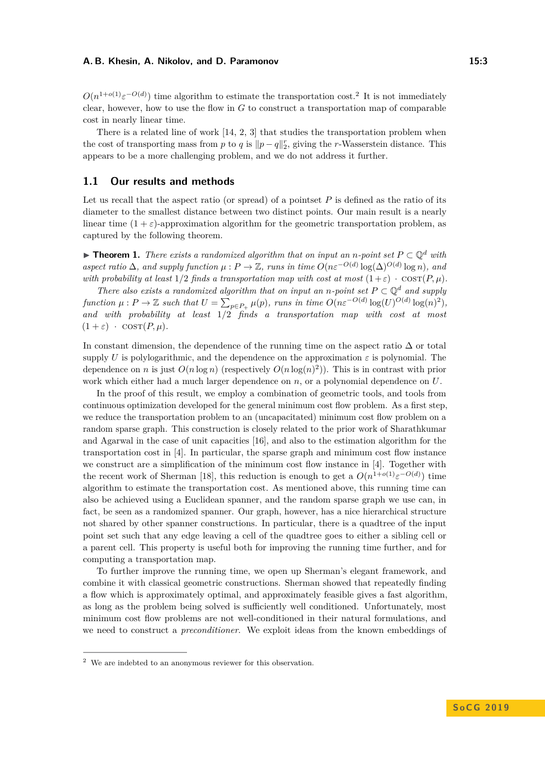$O(n^{1+o(1)}\varepsilon^{-O(d)})$ time algorithm to estimate the transportation cost.[2] It is not immediately clear, however, how to use the flow in $G$ to construct a transportation map of comparable cost in nearly linear time.

There is a related line of work [14, 2, 3] that studies the transportation problem when the cost of transporting mass from $p$ to $q$ is $\|p - q\|_2^r$, giving the $r$-Wasserstein distance. This appears to be a more challenging problem, and we do not address it further.

## 1.1 Our results and methods

Let us recall that the aspect ratio (or spread) of a pointset $P$ is defined as the ratio of its diameter to the smallest distance between two distinct points. Our main result is a nearly linear time $(1+\varepsilon)$-approximation algorithm for the geometric transportation problem, as captured by the following theorem.

▶ **Theorem 1.** *There exists a randomized algorithm that on input an $n$-point set $P \subset \mathbb{Q}^d$ with aspect ratio $\Delta$, and supply function $\mu : P \to \mathbb{Z}$, runs in time $O(n\varepsilon^{-O(d)} \log(\Delta)^{O(d)} \log n)$, and with probability at least $1/2$ finds a transportation map with cost at most $(1+\varepsilon) \cdot \text{COST}(P, \mu)$.*

*There also exists a randomized algorithm that on input an $n$-point set $P \subset \mathbb{Q}^d$ and supply function $\mu : P \to \mathbb{Z}$ such that $U = \sum_{p \in P_+} \mu(p)$, runs in time $O(n\varepsilon^{-O(d)} \log(U)^{O(d)} \log(n)^2)$, and with probability at least $1/2$ finds a transportation map with cost at most $(1+\varepsilon) \cdot \text{COST}(P, \mu)$.*

In constant dimension, the dependence of the running time on the aspect ratio $\Delta$ or total supply $U$ is polylogarithmic, and the dependence on the approximation $\varepsilon$ is polynomial. The dependence on $n$ is just $O(n \log n)$ (respectively $O(n \log(n)^2)$). This is in contrast with prior work which either had a much larger dependence on $n$, or a polynomial dependence on $U$.

In the proof of this result, we employ a combination of geometric tools, and tools from continuous optimization developed for the general minimum cost flow problem. As a first step, we reduce the transportation problem to an (uncapacitated) minimum cost flow problem on a random sparse graph. This construction is closely related to the prior work of Sharathkumar and Agarwal in the case of unit capacities [16], and also to the estimation algorithm for the transportation cost in [4]. In particular, the sparse graph and minimum cost flow instance we construct are a simplification of the minimum cost flow instance in [4]. Together with the recent work of Sherman [18], this reduction is enough to get a $O(n^{1+o(1)}\varepsilon^{-O(d)})$ time algorithm to estimate the transportation cost. As mentioned above, this running time can also be achieved using a Euclidean spanner, and the random sparse graph we use can, in fact, be seen as a randomized spanner. Our graph, however, has a nice hierarchical structure not shared by other spanner constructions. In particular, there is a quadtree of the input point set such that any edge leaving a cell of the quadtree goes to either a sibling cell or a parent cell. This property is useful both for improving the running time further, and for computing a transportation map.

To further improve the running time, we open up Sherman's elegant framework, and combine it with classical geometric constructions. Sherman showed that repeatedly finding a flow which is approximately optimal, and approximately feasible gives a fast algorithm, as long as the problem being solved is sufficiently well conditioned. Unfortunately, most minimum cost flow problems are not well-conditioned in their natural formulations, and we need to construct a *preconditioner*. We exploit ideas from the known embeddings of

---

[2] We are indebted to an anonymous reviewer for this observation.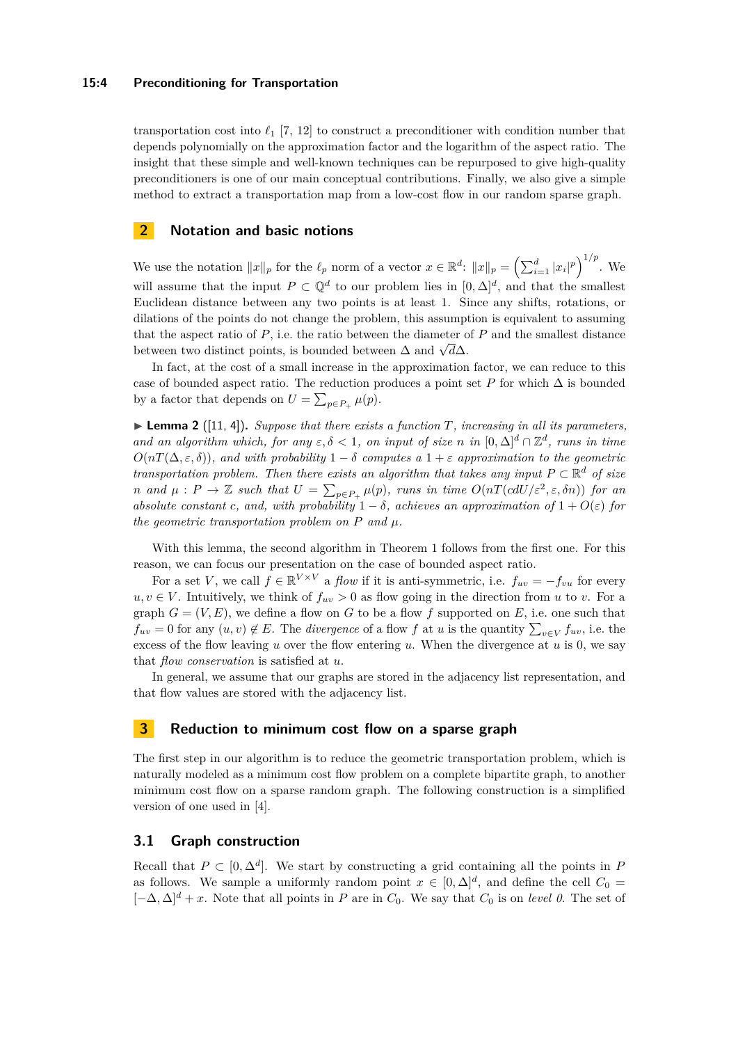transportation cost into $\ell_1$ [7, 12] to construct a preconditioner with condition number that depends polynomially on the approximation factor and the logarithm of the aspect ratio. The insight that these simple and well-known techniques can be repurposed to give high-quality preconditioners is one of our main conceptual contributions. Finally, we also give a simple method to extract a transportation map from a low-cost flow in our random sparse graph.

## 2 Notation and basic notions

We use the notation $\|x\|_p$ for the $\ell_p$ norm of a vector $x \in \mathbb{R}^d$: $\|x\|_p = \left(\sum_{i=1}^d |x_i|^p\right)^{1/p}$. We will assume that the input $P \subset \mathbb{Q}^d$ to our problem lies in $[0, \Delta]^d$, and that the smallest Euclidean distance between any two points is at least 1. Since any shifts, rotations, or dilations of the points do not change the problem, this assumption is equivalent to assuming that the aspect ratio of $P$, i.e. the ratio between the diameter of $P$ and the smallest distance between two distinct points, is bounded between $\Delta$ and $\sqrt{d}\Delta$.

In fact, at the cost of a small increase in the approximation factor, we can reduce to this case of bounded aspect ratio. The reduction produces a point set $P$ for which $\Delta$ is bounded by a factor that depends on $U = \sum_{p \in P_+} \mu(p)$.

▶ **Lemma 2** ([11, 4]). *Suppose that there exists a function $T$, increasing in all its parameters, and an algorithm which, for any $\varepsilon, \delta < 1$, on input of size $n$ in $[0, \Delta]^d \cap \mathbb{Z}^d$, runs in time $O(nT(\Delta, \varepsilon, \delta))$, and with probability $1 - \delta$ computes a $1 + \varepsilon$ approximation to the geometric transportation problem. Then there exists an algorithm that takes any input $P \subset \mathbb{R}^d$ of size $n$ and $\mu : P \to \mathbb{Z}$ such that $U = \sum_{p \in P_+} \mu(p)$, runs in time $O(nT(cdU/\varepsilon^2, \varepsilon, \delta n))$ for an absolute constant $c$, and, with probability $1 - \delta$, achieves an approximation of $1 + O(\varepsilon)$ for the geometric transportation problem on $P$ and $\mu$.*

With this lemma, the second algorithm in Theorem 1 follows from the first one. For this reason, we can focus our presentation on the case of bounded aspect ratio.

For a set $V$, we call $f \in \mathbb{R}^{V \times V}$ a *flow* if it is anti-symmetric, i.e. $f_{uv} = -f_{vu}$ for every $u, v \in V$. Intuitively, we think of $f_{uv} > 0$ as flow going in the direction from $u$ to $v$. For a graph $G = (V, E)$, we define a flow on $G$ to be a flow $f$ supported on $E$, i.e. one such that $f_{uv} = 0$ for any $(u, v) \notin E$. The *divergence* of a flow $f$ at $u$ is the quantity $\sum_{v \in V} f_{uv}$, i.e. the excess of the flow leaving $u$ over the flow entering $u$. When the divergence at $u$ is 0, we say that *flow conservation* is satisfied at $u$.

In general, we assume that our graphs are stored in the adjacency list representation, and that flow values are stored with the adjacency list.

## 3 Reduction to minimum cost flow on a sparse graph

The first step in our algorithm is to reduce the geometric transportation problem, which is naturally modeled as a minimum cost flow problem on a complete bipartite graph, to another minimum cost flow on a sparse random graph. The following construction is a simplified version of one used in [4].

### 3.1 Graph construction

Recall that $P \subset [0, \Delta^d]$. We start by constructing a grid containing all the points in $P$ as follows. We sample a uniformly random point $x \in [0, \Delta]^d$, and define the cell $C_0 = [-\Delta, \Delta]^d + x$. Note that all points in $P$ are in $C_0$. We say that $C_0$ is on *level 0*. The set of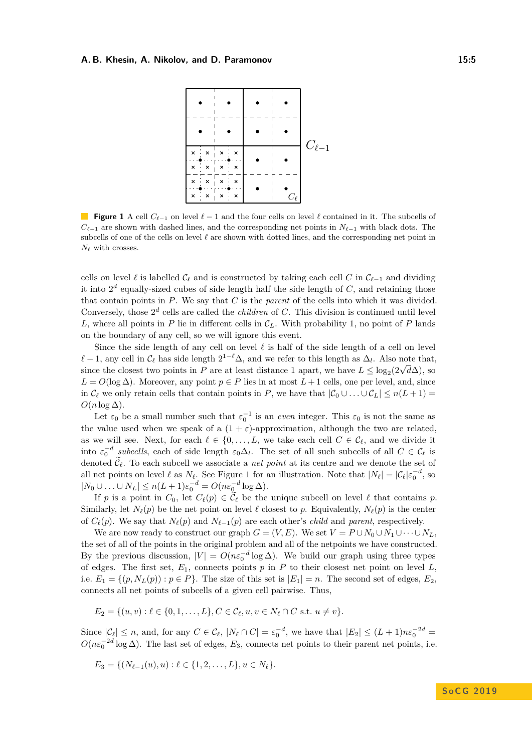**Figure 1** A cell $C_{\ell-1}$ on level $\ell - 1$ and the four cells on level $\ell$ contained in it. The subcells of $C_{\ell-1}$ are shown with dashed lines, and the corresponding net points in $N_{\ell-1}$ with black dots. The subcells of one of the cells on level $\ell$ are shown with dotted lines, and the corresponding net point in $N_\ell$ with crosses.

cells on level $\ell$ is labelled $\mathcal{C}_\ell$ and is constructed by taking each cell $C$ in $\mathcal{C}_{\ell-1}$ and dividing it into $2^d$ equally-sized cubes of side length half the side length of $C$, and retaining those that contain points in $P$. We say that $C$ is the *parent* of the cells into which it was divided. Conversely, those $2^d$ cells are called the *children* of $C$. This division is continued until level $L$, where all points in $P$ lie in different cells in $\mathcal{C}_L$. With probability 1, no point of $P$ lands on the boundary of any cell, so we will ignore this event.

Since the side length of any cell on level $\ell$ is half of the side length of a cell on level $\ell - 1$, any cell in $\mathcal{C}_\ell$ has side length $2^{1-\ell}\Delta$, and we refer to this length as $\Delta_l$. Also note that, since the closest two points in $P$ are at least distance 1 apart, we have $L \le \log_2(2\sqrt{d}\Delta)$, so $L = O(\log \Delta)$. Moreover, any point $p \in P$ lies in at most $L + 1$ cells, one per level, and, since in $\mathcal{C}_\ell$ we only retain cells that contain points in $P$, we have that $|\mathcal{C}_0 \cup \ldots \cup \mathcal{C}_L| \le n(L + 1) = O(n \log \Delta)$.

Let $\varepsilon_0$ be a small number such that $\varepsilon_0^{-1}$ is an *even* integer. This $\varepsilon_0$ is not the same as the value used when we speak of a $(1 + \varepsilon)$-approximation, although the two are related, as we will see. Next, for each $\ell \in \{0, \ldots, L\}$, we take each cell $C \in \mathcal{C}_\ell$, and we divide it into $\varepsilon_0^{-d}$ *subcells*, each of side length $\varepsilon_0 \Delta_l$. The set of all such subcells of all $C \in \mathcal{C}_\ell$ is denoted $\widetilde{\mathcal{C}}_\ell$. To each subcell we associate a *net point* at its centre and we denote the set of all net points on level $\ell$ as $N_\ell$. See Figure 1 for an illustration. Note that $|N_\ell| = |\mathcal{C}_\ell|\varepsilon_0^{-d}$, so $|N_0 \cup \ldots \cup N_L| \le n(L + 1)\varepsilon_0^{-d} = O(n\varepsilon_0^{-d} \log \Delta)$.

If $p$ is a point in $C_0$, let $C_\ell(p) \in \widetilde{\mathcal{C}}_\ell$ be the unique subcell on level $\ell$ that contains $p$. Similarly, let $N_\ell(p)$ be the net point on level $\ell$ closest to $p$. Equivalently, $N_\ell(p)$ is the center of $C_\ell(p)$. We say that $N_\ell(p)$ and $N_{\ell-1}(p)$ are each other's *child* and *parent*, respectively.

We are now ready to construct our graph $G = (V, E)$. We set $V = P \cup N_0 \cup N_1 \cup \cdots \cup N_L$, the set of all of the points in the original problem and all of the netpoints we have constructed. By the previous discussion, $|V| = O(n\varepsilon_0^{-d} \log \Delta)$. We build our graph using three types of edges. The first set, $E_1$, connects points $p$ in $P$ to their closest net point on level $L$, i.e. $E_1 = \{(p, N_L(p)) : p \in P\}$. The size of this set is $|E_1| = n$. The second set of edges, $E_2$, connects all net points of subcells of a given cell pairwise. Thus,

$$E_2 = \{(u, v) : \ell \in \{0, 1, \ldots, L\}, C \in \mathcal{C}_\ell, u, v \in N_\ell \cap C \text{ s.t. } u \ne v\}.$$

Since $|\mathcal{C}_\ell| \le n$, and, for any $C \in \mathcal{C}_\ell$, $|N_\ell \cap C| = \varepsilon_0^{-d}$, we have that $|E_2| \le (L + 1)n\varepsilon_0^{-2d} = O(n\varepsilon_0^{-2d} \log \Delta)$. The last set of edges, $E_3$, connects net points to their parent net points, i.e.

$$E_3 = \{(N_{\ell-1}(u), u) : \ell \in \{1, 2, \ldots, L\}, u \in N_\ell\}.$$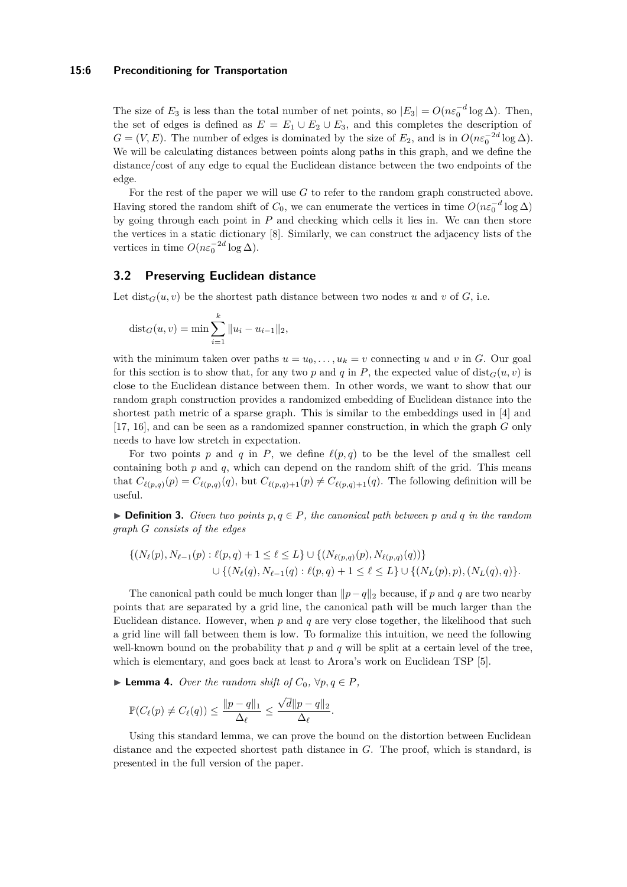The size of $E_3$ is less than the total number of net points, so $|E_3| = O(n\varepsilon_0^{-d} \log \Delta)$. Then, the set of edges is defined as $E = E_1 \cup E_2 \cup E_3$, and this completes the description of $G = (V, E)$. The number of edges is dominated by the size of $E_2$, and is in $O(n\varepsilon_0^{-2d} \log \Delta)$. We will be calculating distances between points along paths in this graph, and we define the distance/cost of any edge to equal the Euclidean distance between the two endpoints of the edge.

For the rest of the paper we will use $G$ to refer to the random graph constructed above. Having stored the random shift of $C_0$, we can enumerate the vertices in time $O(n\varepsilon_0^{-d} \log \Delta)$ by going through each point in $P$ and checking which cells it lies in. We can then store the vertices in a static dictionary [8]. Similarly, we can construct the adjacency lists of the vertices in time $O(n\varepsilon_0^{-2d} \log \Delta)$.

## 3.2 Preserving Euclidean distance

Let $\mathrm{dist}_G(u, v)$ be the shortest path distance between two nodes $u$ and $v$ of $G$, i.e.

$$\mathrm{dist}_G(u, v) = \min \sum_{i=1}^{k} \|u_i - u_{i-1}\|_2,$$

with the minimum taken over paths $u = u_0, \dots, u_k = v$ connecting $u$ and $v$ in $G$. Our goal for this section is to show that, for any two $p$ and $q$ in $P$, the expected value of $\mathrm{dist}_G(u, v)$ is close to the Euclidean distance between them. In other words, we want to show that our random graph construction provides a randomized embedding of Euclidean distance into the shortest path metric of a sparse graph. This is similar to the embeddings used in [4] and [17, 16], and can be seen as a randomized spanner construction, in which the graph $G$ only needs to have low stretch in expectation.

For two points $p$ and $q$ in $P$, we define $\ell(p, q)$ to be the level of the smallest cell containing both $p$ and $q$, which can depend on the random shift of the grid. This means that $C_{\ell(p,q)}(p) = C_{\ell(p,q)}(q)$, but $C_{\ell(p,q)+1}(p) \neq C_{\ell(p,q)+1}(q)$. The following definition will be useful.

▶ **Definition 3.** *Given two points $p, q \in P$, the canonical path between $p$ and $q$ in the random graph $G$ consists of the edges*

$$\{(N_\ell(p), N_{\ell-1}(p) : \ell(p,q) + 1 \leq \ell \leq L\} \cup \{(N_{\ell(p,q)}(p), N_{\ell(p,q)}(q))\}$$
$$\cup \{(N_\ell(q), N_{\ell-1}(q) : \ell(p,q) + 1 \leq \ell \leq L\} \cup \{(N_L(p), p), (N_L(q), q)\}.$$

The canonical path could be much longer than $\|p - q\|_2$ because, if $p$ and $q$ are two nearby points that are separated by a grid line, the canonical path will be much larger than the Euclidean distance. However, when $p$ and $q$ are very close together, the likelihood that such a grid line will fall between them is low. To formalize this intuition, we need the following well-known bound on the probability that $p$ and $q$ will be split at a certain level of the tree, which is elementary, and goes back at least to Arora's work on Euclidean TSP [5].

▶ **Lemma 4.** *Over the random shift of $C_0$, $\forall p, q \in P$,*

$$\mathbb{P}(C_\ell(p) \neq C_\ell(q)) \leq \frac{\|p - q\|_1}{\Delta_\ell} \leq \frac{\sqrt{d}\|p - q\|_2}{\Delta_\ell}.$$

Using this standard lemma, we can prove the bound on the distortion between Euclidean distance and the expected shortest path distance in $G$. The proof, which is standard, is presented in the full version of the paper.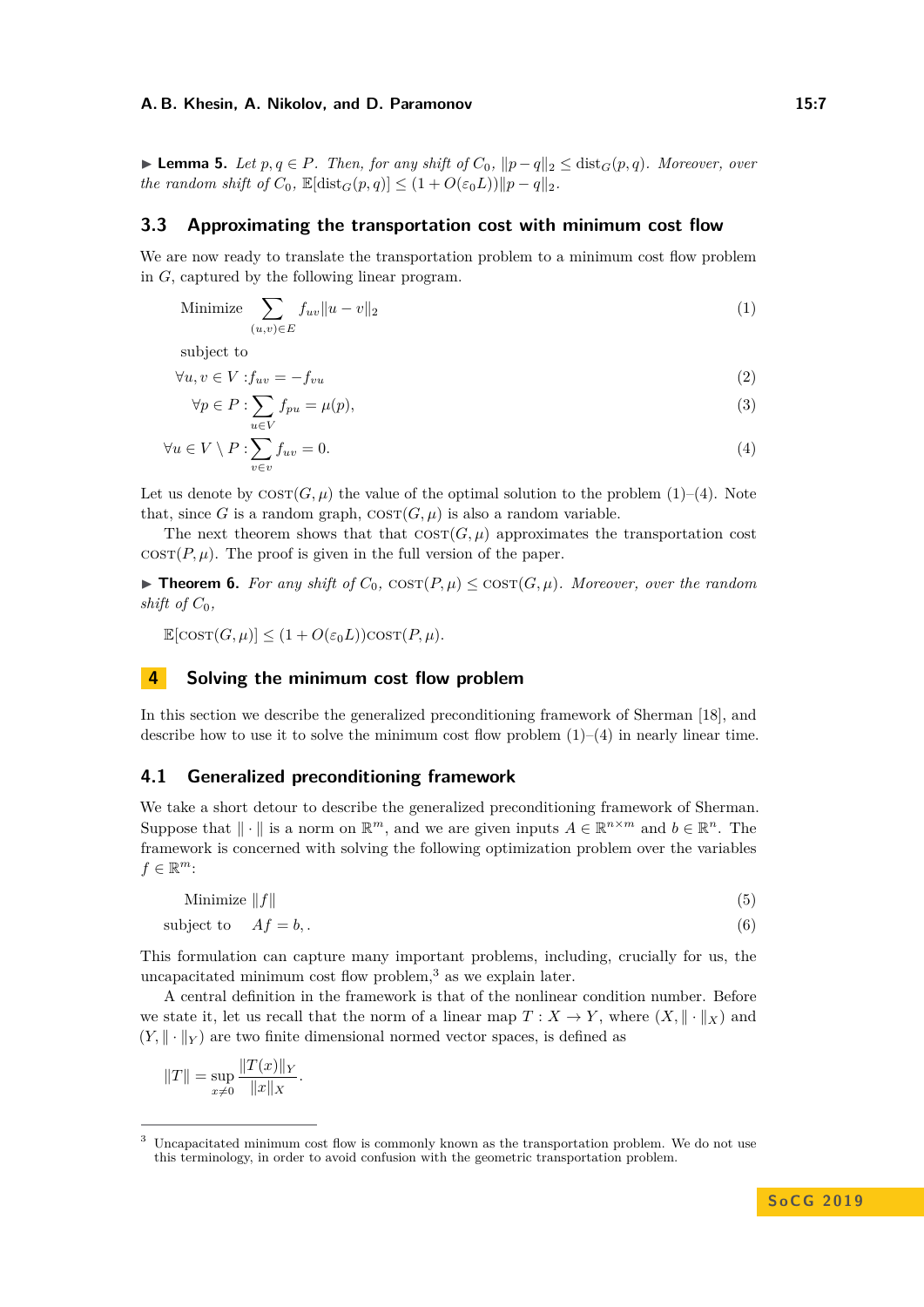▶ **Lemma 5.** *Let $p, q \in P$. Then, for any shift of $C_0$, $\|p - q\|_2 \le \mathrm{dist}_G(p, q)$. Moreover, over the random shift of $C_0$, $\mathbb{E}[\mathrm{dist}_G(p, q)] \le (1 + O(\varepsilon_0 L))\|p - q\|_2$.*

## 3.3 Approximating the transportation cost with minimum cost flow

We are now ready to translate the transportation problem to a minimum cost flow problem in $G$, captured by the following linear program.

$$\text{Minimize} \sum_{(u,v)\in E} f_{uv}\|u - v\|_2 \tag{1}$$

subject to

$$\forall u, v \in V : f_{uv} = -f_{vu} \tag{2}$$

$$\forall p \in P : \sum_{u\in V} f_{pu} = \mu(p), \tag{3}$$

$$\forall u \in V \setminus P : \sum_{v\in v} f_{uv} = 0. \tag{4}$$

Let us denote by $\mathrm{COST}(G, \mu)$ the value of the optimal solution to the problem (1)–(4). Note that, since $G$ is a random graph, $\mathrm{COST}(G, \mu)$ is also a random variable.

The next theorem shows that that $\mathrm{COST}(G, \mu)$ approximates the transportation cost $\mathrm{COST}(P, \mu)$. The proof is given in the full version of the paper.

▶ **Theorem 6.** *For any shift of $C_0$, $\mathrm{COST}(P, \mu) \le \mathrm{COST}(G, \mu)$. Moreover, over the random shift of $C_0$,*

$$\mathbb{E}[\mathrm{COST}(G, \mu)] \le (1 + O(\varepsilon_0 L))\mathrm{COST}(P, \mu).$$

# 4 Solving the minimum cost flow problem

In this section we describe the generalized preconditioning framework of Sherman [18], and describe how to use it to solve the minimum cost flow problem (1)–(4) in nearly linear time.

## 4.1 Generalized preconditioning framework

We take a short detour to describe the generalized preconditioning framework of Sherman. Suppose that $\|\cdot\|$ is a norm on $\mathbb{R}^m$, and we are given inputs $A \in \mathbb{R}^{n\times m}$ and $b \in \mathbb{R}^n$. The framework is concerned with solving the following optimization problem over the variables $f \in \mathbb{R}^m$:

$$\text{Minimize } \|f\| \tag{5}$$

$$\text{subject to} \quad Af = b, . \tag{6}$$

This formulation can capture many important problems, including, crucially for us, the uncapacitated minimum cost flow problem,[3] as we explain later.

A central definition in the framework is that of the nonlinear condition number. Before we state it, let us recall that the norm of a linear map $T : X \to Y$, where $(X, \|\cdot\|_X)$ and $(Y, \|\cdot\|_Y)$ are two finite dimensional normed vector spaces, is defined as

$$\|T\| = \sup_{x\neq 0} \frac{\|T(x)\|_Y}{\|x\|_X}.$$

[3] Uncapacitated minimum cost flow is commonly known as the transportation problem. We do not use this terminology, in order to avoid confusion with the geometric transportation problem.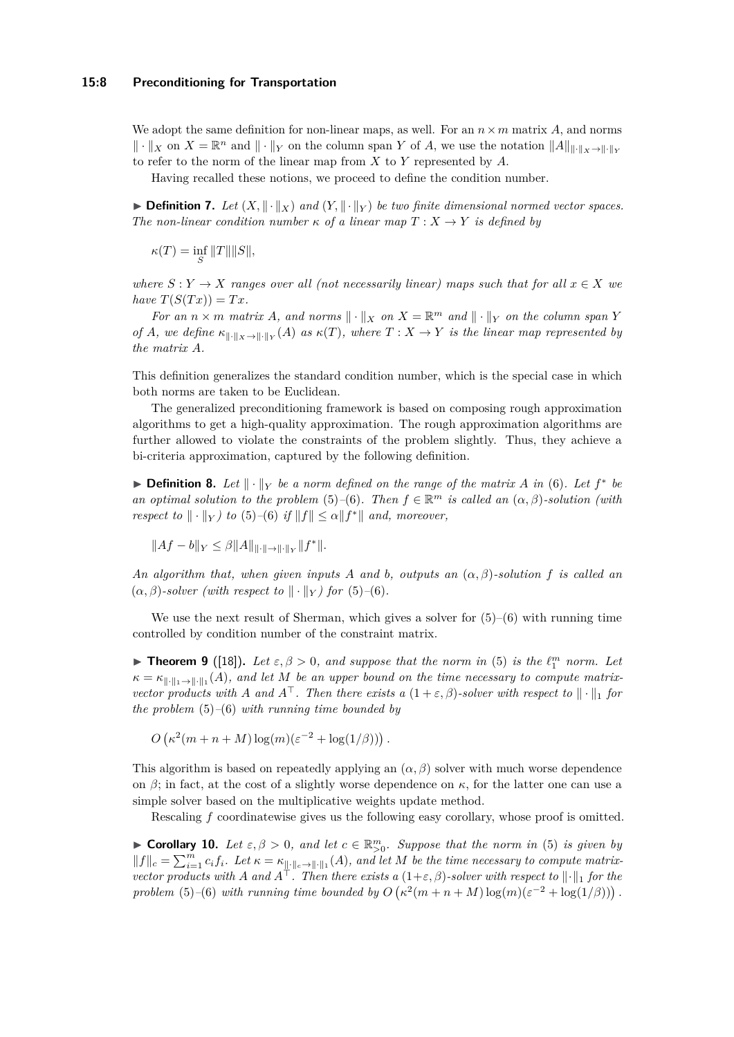We adopt the same definition for non-linear maps, as well. For an $n \times m$ matrix $A$, and norms $\|\cdot\|_X$ on $X = \mathbb{R}^n$ and $\|\cdot\|_Y$ on the column span $Y$ of $A$, we use the notation $\|A\|_{\|\cdot\|_X \to \|\cdot\|_Y}$ to refer to the norm of the linear map from $X$ to $Y$ represented by $A$.

Having recalled these notions, we proceed to define the condition number.

▶ **Definition 7.** *Let $(X, \|\cdot\|_X)$ and $(Y, \|\cdot\|_Y)$ be two finite dimensional normed vector spaces. The non-linear condition number $\kappa$ of a linear map $T : X \to Y$ is defined by*

$$\kappa(T) = \inf_S \|T\|\|S\|,$$

*where $S : Y \to X$ ranges over all (not necessarily linear) maps such that for all $x \in X$ we have $T(S(Tx)) = Tx$.*

*For an $n \times m$ matrix $A$, and norms $\|\cdot\|_X$ on $X = \mathbb{R}^m$ and $\|\cdot\|_Y$ on the column span $Y$ of $A$, we define $\kappa_{\|\cdot\|_X \to \|\cdot\|_Y}(A)$ as $\kappa(T)$, where $T : X \to Y$ is the linear map represented by the matrix $A$.*

This definition generalizes the standard condition number, which is the special case in which both norms are taken to be Euclidean.

The generalized preconditioning framework is based on composing rough approximation algorithms to get a high-quality approximation. The rough approximation algorithms are further allowed to violate the constraints of the problem slightly. Thus, they achieve a bi-criteria approximation, captured by the following definition.

▶ **Definition 8.** *Let $\|\cdot\|_Y$ be a norm defined on the range of the matrix $A$ in (6). Let $f^*$ be an optimal solution to the problem (5)–(6). Then $f \in \mathbb{R}^m$ is called an $(\alpha, \beta)$-solution (with respect to $\|\cdot\|_Y$) to (5)–(6) if $\|f\| \leq \alpha\|f^*\|$ and, moreover,*

$$\|Af - b\|_Y \leq \beta\|A\|_{\|\cdot\| \to \|\cdot\|_Y}\|f^*\|.$$

*An algorithm that, when given inputs $A$ and $b$, outputs an $(\alpha, \beta)$-solution $f$ is called an $(\alpha, \beta)$-solver (with respect to $\|\cdot\|_Y$) for (5)–(6).*

We use the next result of Sherman, which gives a solver for (5)–(6) with running time controlled by condition number of the constraint matrix.

▶ **Theorem 9** ([18])**.** *Let $\varepsilon, \beta > 0$, and suppose that the norm in (5) is the $\ell_1^m$ norm. Let $\kappa = \kappa_{\|\cdot\|_1 \to \|\cdot\|_1}(A)$, and let $M$ be an upper bound on the time necessary to compute matrix-vector products with $A$ and $A^\top$. Then there exists a $(1 + \varepsilon, \beta)$-solver with respect to $\|\cdot\|_1$ for the problem (5)–(6) with running time bounded by*

$$O\left(\kappa^2(m + n + M)\log(m)(\varepsilon^{-2} + \log(1/\beta))\right).$$

This algorithm is based on repeatedly applying an $(\alpha, \beta)$ solver with much worse dependence on $\beta$; in fact, at the cost of a slightly worse dependence on $\kappa$, for the latter one can use a simple solver based on the multiplicative weights update method.

Rescaling $f$ coordinatewise gives us the following easy corollary, whose proof is omitted.

▶ **Corollary 10.** *Let $\varepsilon, \beta > 0$, and let $c \in \mathbb{R}^m_{>0}$. Suppose that the norm in (5) is given by $\|f\|_c = \sum_{i=1}^m c_i f_i$. Let $\kappa = \kappa_{\|\cdot\|_c \to \|\cdot\|_1}(A)$, and let $M$ be the time necessary to compute matrix-vector products with $A$ and $A^\top$. Then there exists a $(1+\varepsilon, \beta)$-solver with respect to $\|\cdot\|_1$ for the problem (5)–(6) with running time bounded by $O\left(\kappa^2(m + n + M)\log(m)(\varepsilon^{-2} + \log(1/\beta))\right)$.*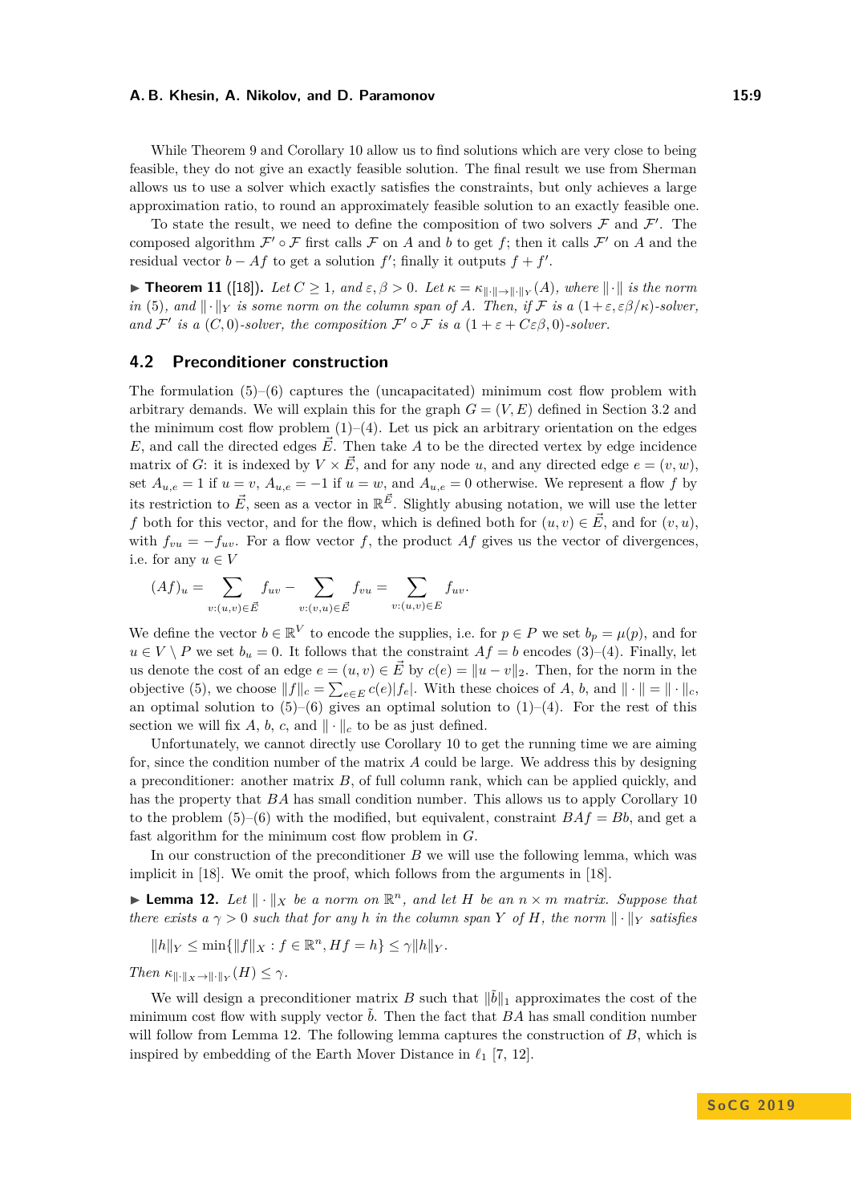While Theorem 9 and Corollary 10 allow us to find solutions which are very close to being feasible, they do not give an exactly feasible solution. The final result we use from Sherman allows us to use a solver which exactly satisfies the constraints, but only achieves a large approximation ratio, to round an approximately feasible solution to an exactly feasible one.

To state the result, we need to define the composition of two solvers $\mathcal{F}$ and $\mathcal{F}'$. The composed algorithm $\mathcal{F}' \circ \mathcal{F}$ first calls $\mathcal{F}$ on $A$ and $b$ to get $f$; then it calls $\mathcal{F}'$ on $A$ and the residual vector $b - Af$ to get a solution $f'$; finally it outputs $f + f'$.

▶ **Theorem 11** ([18]). *Let $C \geq 1$, and $\varepsilon, \beta > 0$. Let $\kappa = \kappa_{\|\cdot\| \to \|\cdot\|_Y}(A)$, where $\|\cdot\|$ is the norm in (5), and $\|\cdot\|_Y$ is some norm on the column span of $A$. Then, if $\mathcal{F}$ is a $(1+\varepsilon, \varepsilon\beta/\kappa)$-solver, and $\mathcal{F}'$ is a $(C, 0)$-solver, the composition $\mathcal{F}' \circ \mathcal{F}$ is a $(1 + \varepsilon + C\varepsilon\beta, 0)$-solver.*

## 4.2 Preconditioner construction

The formulation (5)–(6) captures the (uncapacitated) minimum cost flow problem with arbitrary demands. We will explain this for the graph $G = (V, E)$ defined in Section 3.2 and the minimum cost flow problem (1)–(4). Let us pick an arbitrary orientation on the edges $E$, and call the directed edges $\vec{E}$. Then take $A$ to be the directed vertex by edge incidence matrix of $G$: it is indexed by $V \times \vec{E}$, and for any node $u$, and any directed edge $e = (v, w)$, set $A_{u,e} = 1$ if $u = v$, $A_{u,e} = -1$ if $u = w$, and $A_{u,e} = 0$ otherwise. We represent a flow $f$ by its restriction to $\vec{E}$, seen as a vector in $\mathbb{R}^{\vec{E}}$. Slightly abusing notation, we will use the letter $f$ both for this vector, and for the flow, which is defined both for $(u, v) \in \vec{E}$, and for $(v, u)$, with $f_{vu} = -f_{uv}$. For a flow vector $f$, the product $Af$ gives us the vector of divergences, i.e. for any $u \in V$

$$(Af)_u = \sum_{v:(u,v)\in\vec{E}} f_{uv} - \sum_{v:(v,u)\in\vec{E}} f_{vu} = \sum_{v:(u,v)\in E} f_{uv}.$$

We define the vector $b \in \mathbb{R}^V$ to encode the supplies, i.e. for $p \in P$ we set $b_p = \mu(p)$, and for $u \in V \setminus P$ we set $b_u = 0$. It follows that the constraint $Af = b$ encodes (3)–(4). Finally, let us denote the cost of an edge $e = (u, v) \in \vec{E}$ by $c(e) = \|u - v\|_2$. Then, for the norm in the objective (5), we choose $\|f\|_c = \sum_{e\in E} c(e)|f_e|$. With these choices of $A$, $b$, and $\|\cdot\| = \|\cdot\|_c$, an optimal solution to (5)–(6) gives an optimal solution to (1)–(4). For the rest of this section we will fix $A$, $b$, $c$, and $\|\cdot\|_c$ to be as just defined.

Unfortunately, we cannot directly use Corollary 10 to get the running time we are aiming for, since the condition number of the matrix $A$ could be large. We address this by designing a preconditioner: another matrix $B$, of full column rank, which can be applied quickly, and has the property that $BA$ has small condition number. This allows us to apply Corollary 10 to the problem (5)–(6) with the modified, but equivalent, constraint $BAf = Bb$, and get a fast algorithm for the minimum cost flow problem in $G$.

In our construction of the preconditioner $B$ we will use the following lemma, which was implicit in [18]. We omit the proof, which follows from the arguments in [18].

▶ **Lemma 12.** *Let $\|\cdot\|_X$ be a norm on $\mathbb{R}^n$, and let $H$ be an $n \times m$ matrix. Suppose that there exists a $\gamma > 0$ such that for any $h$ in the column span $Y$ of $H$, the norm $\|\cdot\|_Y$ satisfies*

$$\|h\|_Y \leq \min\{\|f\|_X : f \in \mathbb{R}^n, Hf = h\} \leq \gamma\|h\|_Y.$$

*Then $\kappa_{\|\cdot\|_X \to \|\cdot\|_Y}(H) \leq \gamma$.*

We will design a preconditioner matrix $B$ such that $\|\tilde{b}\|_1$ approximates the cost of the minimum cost flow with supply vector $\tilde{b}$. Then the fact that $BA$ has small condition number will follow from Lemma 12. The following lemma captures the construction of $B$, which is inspired by embedding of the Earth Mover Distance in $\ell_1$ [7, 12].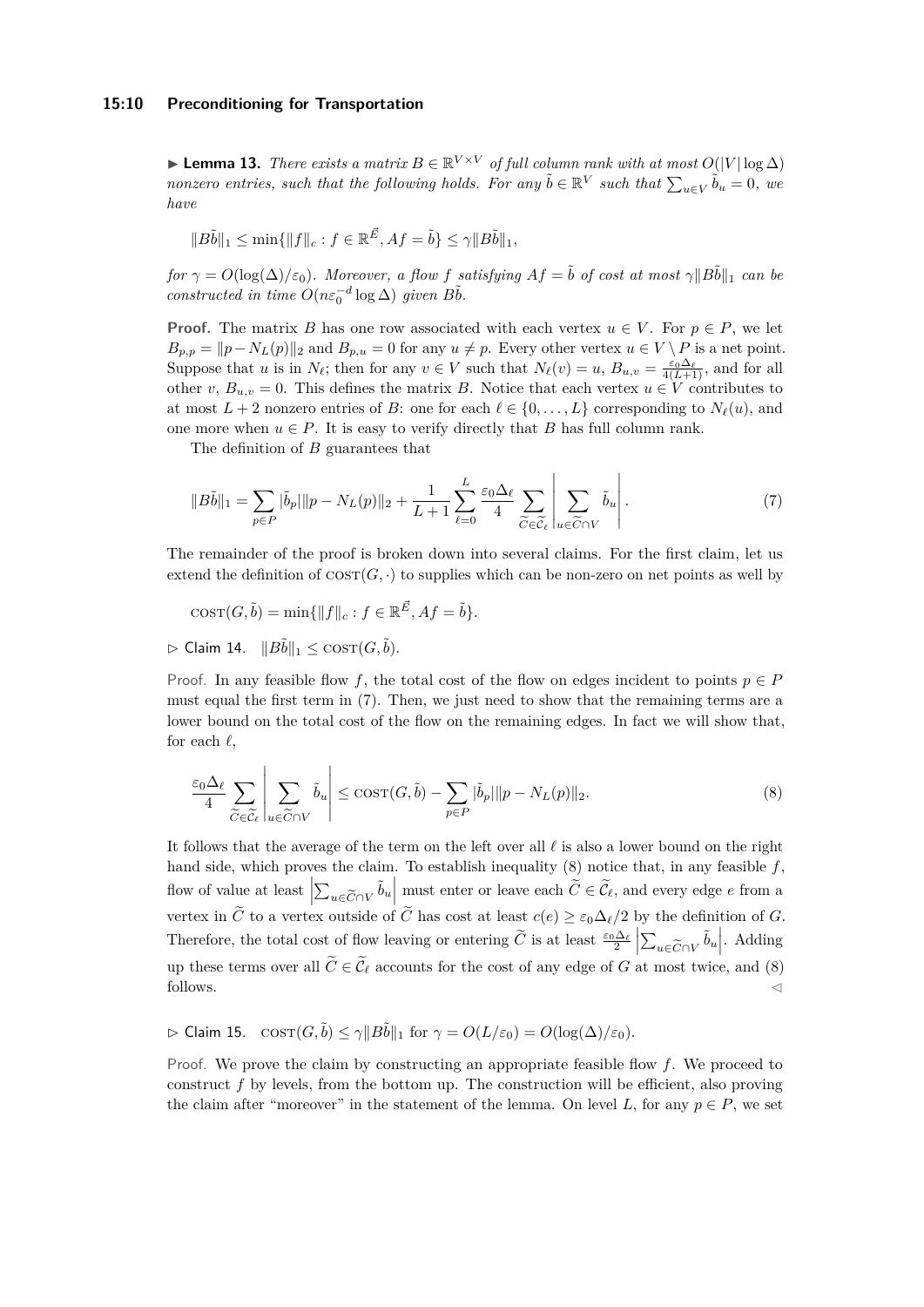▶ **Lemma 13.** *There exists a matrix $B \in \mathbb{R}^{V \times V}$ of full column rank with at most $O(|V| \log \Delta)$ nonzero entries, such that the following holds. For any $\tilde{b} \in \mathbb{R}^V$ such that $\sum_{u \in V} \tilde{b}_u = 0$, we have*

$$\|B\tilde{b}\|_1 \leq \min\{\|f\|_c : f \in \mathbb{R}^{\vec{E}}, Af = \tilde{b}\} \leq \gamma \|B\tilde{b}\|_1,$$

*for $\gamma = O(\log(\Delta)/\varepsilon_0)$. Moreover, a flow $f$ satisfying $Af = \tilde{b}$ of cost at most $\gamma\|B\tilde{b}\|_1$ can be constructed in time $O(n\varepsilon_0^{-d} \log \Delta)$ given $B\tilde{b}$.*

**Proof.** The matrix $B$ has one row associated with each vertex $u \in V$. For $p \in P$, we let $B_{p,p} = \|p - N_L(p)\|_2$ and $B_{p,u} = 0$ for any $u \neq p$. Every other vertex $u \in V \setminus P$ is a net point. Suppose that $u$ is in $N_\ell$; then for any $v \in V$ such that $N_\ell(v) = u$, $B_{u,v} = \frac{\varepsilon_0 \Delta_\ell}{4(L+1)}$, and for all other $v$, $B_{u,v} = 0$. This defines the matrix $B$. Notice that each vertex $u \in V$ contributes to at most $L + 2$ nonzero entries of $B$: one for each $\ell \in \{0, \dots, L\}$ corresponding to $N_\ell(u)$, and one more when $u \in P$. It is easy to verify directly that $B$ has full column rank.

The definition of $B$ guarantees that

$$\|B\tilde{b}\|_1 = \sum_{p \in P} |\tilde{b}_p| \|p - N_L(p)\|_2 + \frac{1}{L+1} \sum_{\ell=0}^{L} \frac{\varepsilon_0 \Delta_\ell}{4} \sum_{\widetilde{C} \in \widetilde{\mathcal{C}}_\ell} \left| \sum_{u \in \widetilde{C} \cap V} \tilde{b}_u \right|. \tag{7}$$

The remainder of the proof is broken down into several claims. For the first claim, let us extend the definition of $\textsc{cost}(G, \cdot)$ to supplies which can be non-zero on net points as well by

$$\textsc{cost}(G, \tilde{b}) = \min\{\|f\|_c : f \in \mathbb{R}^{\vec{E}}, Af = \tilde{b}\}.$$

▷ Claim 14. $\|B\tilde{b}\|_1 \leq \textsc{cost}(G, \tilde{b})$.

*Proof.* In any feasible flow $f$, the total cost of the flow on edges incident to points $p \in P$ must equal the first term in (7). Then, we just need to show that the remaining terms are a lower bound on the total cost of the flow on the remaining edges. In fact we will show that, for each $\ell$,

$$\frac{\varepsilon_0 \Delta_\ell}{4} \sum_{\widetilde{C} \in \widetilde{\mathcal{C}}_\ell} \left| \sum_{u \in \widetilde{C} \cap V} \tilde{b}_u \right| \leq \textsc{cost}(G, \tilde{b}) - \sum_{p \in P} |\tilde{b}_p| \|p - N_L(p)\|_2. \tag{8}$$

It follows that the average of the term on the left over all $\ell$ is also a lower bound on the right hand side, which proves the claim. To establish inequality (8) notice that, in any feasible $f$, flow of value at least $\left|\sum_{u \in \widetilde{C} \cap V} \tilde{b}_u\right|$ must enter or leave each $\widetilde{C} \in \widetilde{\mathcal{C}}_\ell$, and every edge $e$ from a vertex in $\widetilde{C}$ to a vertex outside of $\widetilde{C}$ has cost at least $c(e) \geq \varepsilon_0 \Delta_\ell / 2$ by the definition of $G$. Therefore, the total cost of flow leaving or entering $\widetilde{C}$ is at least $\frac{\varepsilon_0 \Delta_\ell}{2} \left|\sum_{u \in \widetilde{C} \cap V} \tilde{b}_u\right|$. Adding up these terms over all $\widetilde{C} \in \widetilde{\mathcal{C}}_\ell$ accounts for the cost of any edge of $G$ at most twice, and (8) follows. ◁

▷ Claim 15. $\textsc{cost}(G, \tilde{b}) \leq \gamma \|B\tilde{b}\|_1$ for $\gamma = O(L/\varepsilon_0) = O(\log(\Delta)/\varepsilon_0)$.

*Proof.* We prove the claim by constructing an appropriate feasible flow $f$. We proceed to construct $f$ by levels, from the bottom up. The construction will be efficient, also proving the claim after "moreover" in the statement of the lemma. On level $L$, for any $p \in P$, we set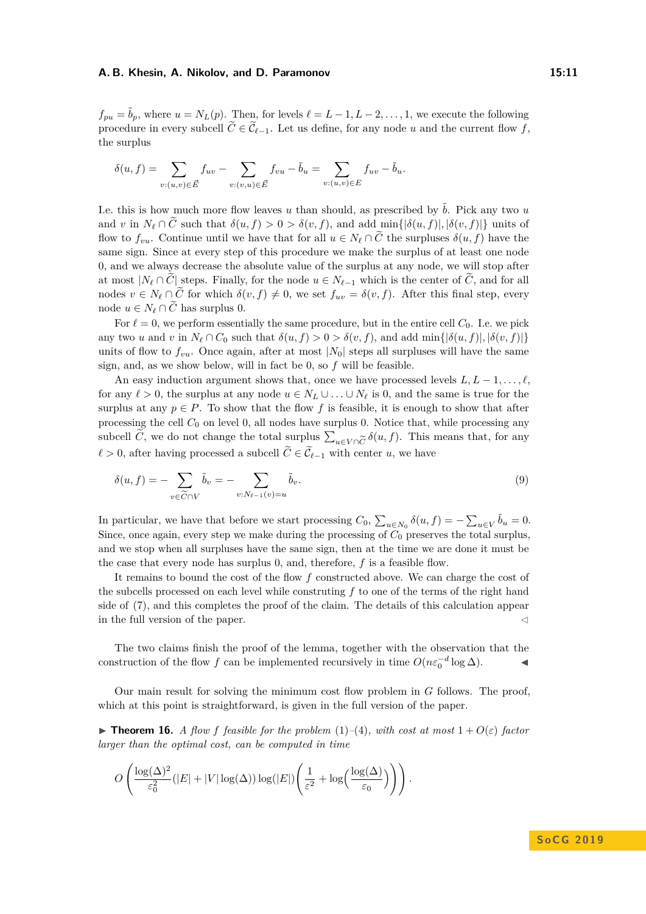$f_{pu} = \tilde{b}_p$, where $u = N_L(p)$. Then, for levels $\ell = L-1, L-2, \ldots, 1$, we execute the following procedure in every subcell $\widetilde{C} \in \widetilde{\mathcal{C}}_{\ell-1}$. Let us define, for any node $u$ and the current flow $f$, the surplus

$$\delta(u,f) = \sum_{v:(u,v)\in \vec{E}} f_{uv} - \sum_{v:(v,u)\in \vec{E}} f_{vu} - \tilde{b}_u = \sum_{v:(u,v)\in E} f_{uv} - \tilde{b}_u.$$

I.e. this is how much more flow leaves $u$ than should, as prescribed by $\tilde{b}$. Pick any two $u$ and $v$ in $N_\ell \cap \widetilde{C}$ such that $\delta(u,f) > 0 > \delta(v,f)$, and add $\min\{|\delta(u,f)|, |\delta(v,f)|\}$ units of flow to $f_{vu}$. Continue until we have that for all $u \in N_\ell \cap \widetilde{C}$ the surpluses $\delta(u,f)$ have the same sign. Since at every step of this procedure we make the surplus of at least one node 0, and we always decrease the absolute value of the surplus at any node, we will stop after at most $|N_\ell \cap \widetilde{C}|$ steps. Finally, for the node $u \in N_{\ell-1}$ which is the center of $\widetilde{C}$, and for all nodes $v \in N_\ell \cap \widetilde{C}$ for which $\delta(v,f) \neq 0$, we set $f_{uv} = \delta(v,f)$. After this final step, every node $u \in N_\ell \cap \widetilde{C}$ has surplus 0.

For $\ell = 0$, we perform essentially the same procedure, but in the entire cell $C_0$. I.e. we pick any two $u$ and $v$ in $N_\ell \cap C_0$ such that $\delta(u,f) > 0 > \delta(v,f)$, and add $\min\{|\delta(u,f)|, |\delta(v,f)|\}$ units of flow to $f_{vu}$. Once again, after at most $|N_0|$ steps all surpluses will have the same sign, and, as we show below, will in fact be 0, so $f$ will be feasible.

An easy induction argument shows that, once we have processed levels $L, L-1, \ldots, \ell$, for any $\ell > 0$, the surplus at any node $u \in N_L \cup \ldots \cup N_\ell$ is 0, and the same is true for the surplus at any $p \in P$. To show that the flow $f$ is feasible, it is enough to show that after processing the cell $C_0$ on level 0, all nodes have surplus 0. Notice that, while processing any subcell $\widetilde{C}$, we do not change the total surplus $\sum_{u \in V \cap \widetilde{C}} \delta(u,f)$. This means that, for any $\ell > 0$, after having processed a subcell $\widetilde{C} \in \widetilde{\mathcal{C}}_{\ell-1}$ with center $u$, we have

$$\delta(u,f) = -\sum_{v \in \widetilde{C} \cap V} \tilde{b}_v = -\sum_{v: N_{\ell-1}(v) = u} \tilde{b}_v. \tag{9}$$

In particular, we have that before we start processing $C_0$, $\sum_{u \in N_0} \delta(u,f) = -\sum_{u \in V} \tilde{b}_u = 0$. Since, once again, every step we make during the processing of $C_0$ preserves the total surplus, and we stop when all surpluses have the same sign, then at the time we are done it must be the case that every node has surplus 0, and, therefore, $f$ is a feasible flow.

It remains to bound the cost of the flow $f$ constructed above. We can charge the cost of the subcells processed on each level while constructing $f$ to one of the terms of the right hand side of (7), and this completes the proof of the claim. The details of this calculation appear in the full version of the paper. ◁

The two claims finish the proof of the lemma, together with the observation that the construction of the flow $f$ can be implemented recursively in time $O(n\varepsilon_0^{-d} \log \Delta)$. ◀

Our main result for solving the minimum cost flow problem in $G$ follows. The proof, which at this point is straightforward, is given in the full version of the paper.

▶ **Theorem 16.** *A flow $f$ feasible for the problem (1)–(4), with cost at most $1 + O(\varepsilon)$ factor larger than the optimal cost, can be computed in time*

$$O\left(\frac{\log(\Delta)^2}{\varepsilon_0^2}(|E| + |V|\log(\Delta))\log(|E|)\left(\frac{1}{\varepsilon^2} + \log\left(\frac{\log(\Delta)}{\varepsilon_0}\right)\right)\right).$$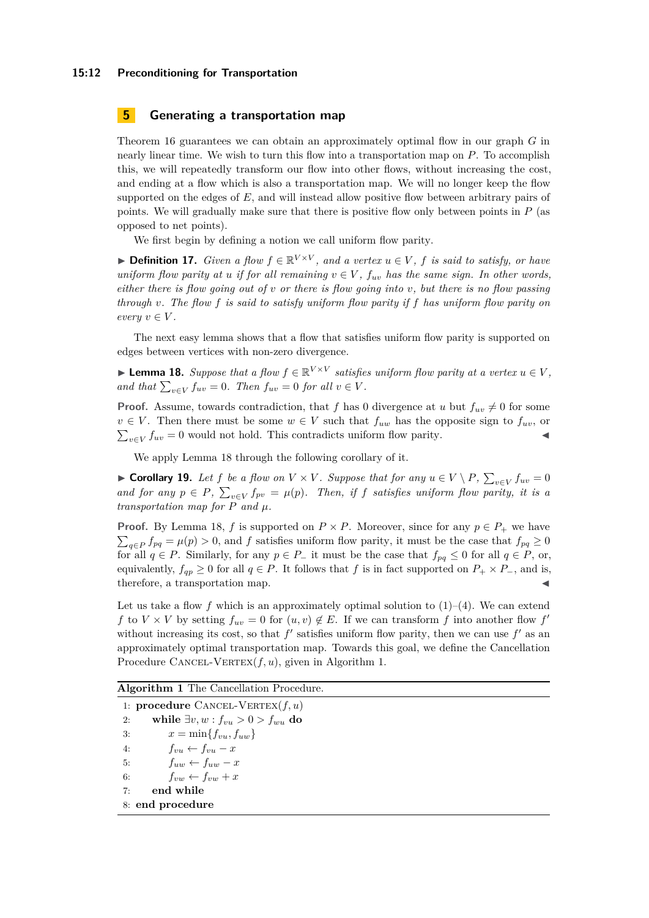## 5 Generating a transportation map

Theorem 16 guarantees we can obtain an approximately optimal flow in our graph $G$ in nearly linear time. We wish to turn this flow into a transportation map on $P$. To accomplish this, we will repeatedly transform our flow into other flows, without increasing the cost, and ending at a flow which is also a transportation map. We will no longer keep the flow supported on the edges of $E$, and will instead allow positive flow between arbitrary pairs of points. We will gradually make sure that there is positive flow only between points in $P$ (as opposed to net points).

We first begin by defining a notion we call uniform flow parity.

▶ **Definition 17.** *Given a flow $f \in \mathbb{R}^{V \times V}$, and a vertex $u \in V$, $f$ is said to satisfy, or have uniform flow parity at $u$ if for all remaining $v \in V$, $f_{uv}$ has the same sign. In other words, either there is flow going out of $v$ or there is flow going into $v$, but there is no flow passing through $v$. The flow $f$ is said to satisfy uniform flow parity if $f$ has uniform flow parity on every $v \in V$.*

The next easy lemma shows that a flow that satisfies uniform flow parity is supported on edges between vertices with non-zero divergence.

▶ **Lemma 18.** *Suppose that a flow $f \in \mathbb{R}^{V \times V}$ satisfies uniform flow parity at a vertex $u \in V$, and that $\sum_{v \in V} f_{uv} = 0$. Then $f_{uv} = 0$ for all $v \in V$.*

**Proof.** Assume, towards contradiction, that $f$ has 0 divergence at $u$ but $f_{uv} \neq 0$ for some $v \in V$. Then there must be some $w \in V$ such that $f_{uw}$ has the opposite sign to $f_{uv}$, or $\sum_{v \in V} f_{uv} = 0$ would not hold. This contradicts uniform flow parity. ◀

We apply Lemma 18 through the following corollary of it.

▶ **Corollary 19.** *Let $f$ be a flow on $V \times V$. Suppose that for any $u \in V \setminus P$, $\sum_{v \in V} f_{uv} = 0$ and for any $p \in P$, $\sum_{v \in V} f_{pv} = \mu(p)$. Then, if $f$ satisfies uniform flow parity, it is a transportation map for $P$ and $\mu$.*

**Proof.** By Lemma 18, $f$ is supported on $P \times P$. Moreover, since for any $p \in P_+$ we have $\sum_{q \in P} f_{pq} = \mu(p) > 0$, and $f$ satisfies uniform flow parity, it must be the case that $f_{pq} \geq 0$ for all $q \in P$. Similarly, for any $p \in P_-$ it must be the case that $f_{pq} \leq 0$ for all $q \in P$, or, equivalently, $f_{qp} \geq 0$ for all $q \in P$. It follows that $f$ is in fact supported on $P_+ \times P_-$, and is, therefore, a transportation map. ◀

Let us take a flow $f$ which is an approximately optimal solution to (1)–(4). We can extend $f$ to $V \times V$ by setting $f_{uv} = 0$ for $(u, v) \notin E$. If we can transform $f$ into another flow $f'$ without increasing its cost, so that $f'$ satisfies uniform flow parity, then we can use $f'$ as an approximately optimal transportation map. Towards this goal, we define the Cancellation Procedure CANCEL-VERTEX$(f, u)$, given in Algorithm 1.

**Algorithm 1** The Cancellation Procedure.

```
1: procedure CANCEL-VERTEX(f, u)
2:     while ∃v, w : f_vu > 0 > f_wu do
3:         x = min{f_vu, f_uw}
4:         f_vu ← f_vu − x
5:         f_uw ← f_uw − x
6:         f_vw ← f_vw + x
7:     end while
8: end procedure
```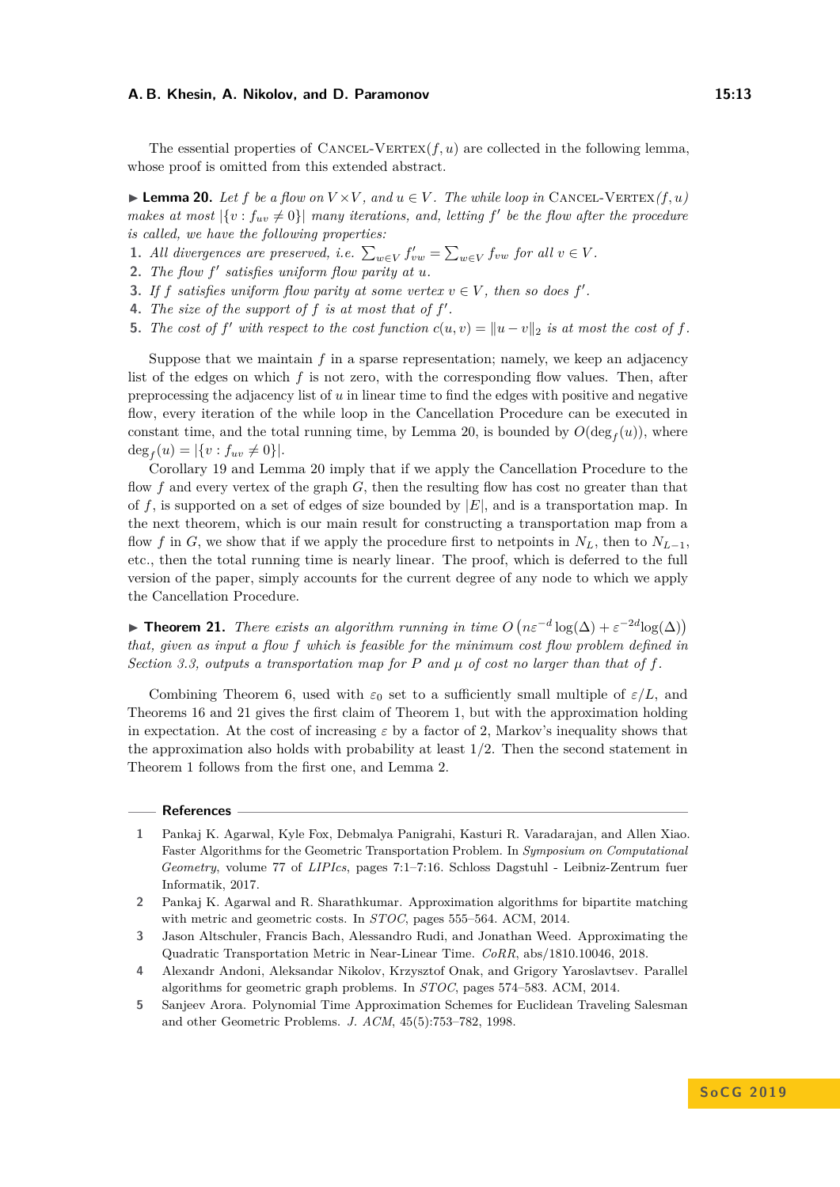The essential properties of Cancel-Vertex$(f, u)$ are collected in the following lemma, whose proof is omitted from this extended abstract.

▶ **Lemma 20.** *Let $f$ be a flow on $V \times V$, and $u \in V$. The while loop in* Cancel-Vertex$(f, u)$ *makes at most $|\{v : f_{uv} \neq 0\}|$ many iterations, and, letting $f'$ be the flow after the procedure is called, we have the following properties:*

1. *All divergences are preserved, i.e. $\sum_{w \in V} f'_{vw} = \sum_{w \in V} f_{vw}$ for all $v \in V$.*
2. *The flow $f'$ satisfies uniform flow parity at $u$.*
3. *If $f$ satisfies uniform flow parity at some vertex $v \in V$, then so does $f'$.*
4. *The size of the support of $f$ is at most that of $f'$.*
5. *The cost of $f'$ with respect to the cost function $c(u, v) = \|u - v\|_2$ is at most the cost of $f$.*

Suppose that we maintain $f$ in a sparse representation; namely, we keep an adjacency list of the edges on which $f$ is not zero, with the corresponding flow values. Then, after preprocessing the adjacency list of $u$ in linear time to find the edges with positive and negative flow, every iteration of the while loop in the Cancellation Procedure can be executed in constant time, and the total running time, by Lemma 20, is bounded by $O(\deg_f(u))$, where $\deg_f(u) = |\{v : f_{uv} \neq 0\}|$.

Corollary 19 and Lemma 20 imply that if we apply the Cancellation Procedure to the flow $f$ and every vertex of the graph $G$, then the resulting flow has cost no greater than that of $f$, is supported on a set of edges of size bounded by $|E|$, and is a transportation map. In the next theorem, which is our main result for constructing a transportation map from a flow $f$ in $G$, we show that if we apply the procedure first to netpoints in $N_L$, then to $N_{L-1}$, etc., then the total running time is nearly linear. The proof, which is deferred to the full version of the paper, simply accounts for the current degree of any node to which we apply the Cancellation Procedure.

▶ **Theorem 21.** *There exists an algorithm running in time $O\left(n\varepsilon^{-d}\log(\Delta) + \varepsilon^{-2d}\log(\Delta)\right)$ that, given as input a flow $f$ which is feasible for the minimum cost flow problem defined in Section 3.3, outputs a transportation map for $P$ and $\mu$ of cost no larger than that of $f$.*

Combining Theorem 6, used with $\varepsilon_0$ set to a sufficiently small multiple of $\varepsilon/L$, and Theorems 16 and 21 gives the first claim of Theorem 1, but with the approximation holding in expectation. At the cost of increasing $\varepsilon$ by a factor of 2, Markov's inequality shows that the approximation also holds with probability at least 1/2. Then the second statement in Theorem 1 follows from the first one, and Lemma 2.

## References

1. Pankaj K. Agarwal, Kyle Fox, Debmalya Panigrahi, Kasturi R. Varadarajan, and Allen Xiao. Faster Algorithms for the Geometric Transportation Problem. In *Symposium on Computational Geometry*, volume 77 of *LIPIcs*, pages 7:1–7:16. Schloss Dagstuhl - Leibniz-Zentrum fuer Informatik, 2017.
2. Pankaj K. Agarwal and R. Sharathkumar. Approximation algorithms for bipartite matching with metric and geometric costs. In *STOC*, pages 555–564. ACM, 2014.
3. Jason Altschuler, Francis Bach, Alessandro Rudi, and Jonathan Weed. Approximating the Quadratic Transportation Metric in Near-Linear Time. *CoRR*, abs/1810.10046, 2018.
4. Alexandr Andoni, Aleksandar Nikolov, Krzysztof Onak, and Grigory Yaroslavtsev. Parallel algorithms for geometric graph problems. In *STOC*, pages 574–583. ACM, 2014.
5. Sanjeev Arora. Polynomial Time Approximation Schemes for Euclidean Traveling Salesman and other Geometric Problems. *J. ACM*, 45(5):753–782, 1998.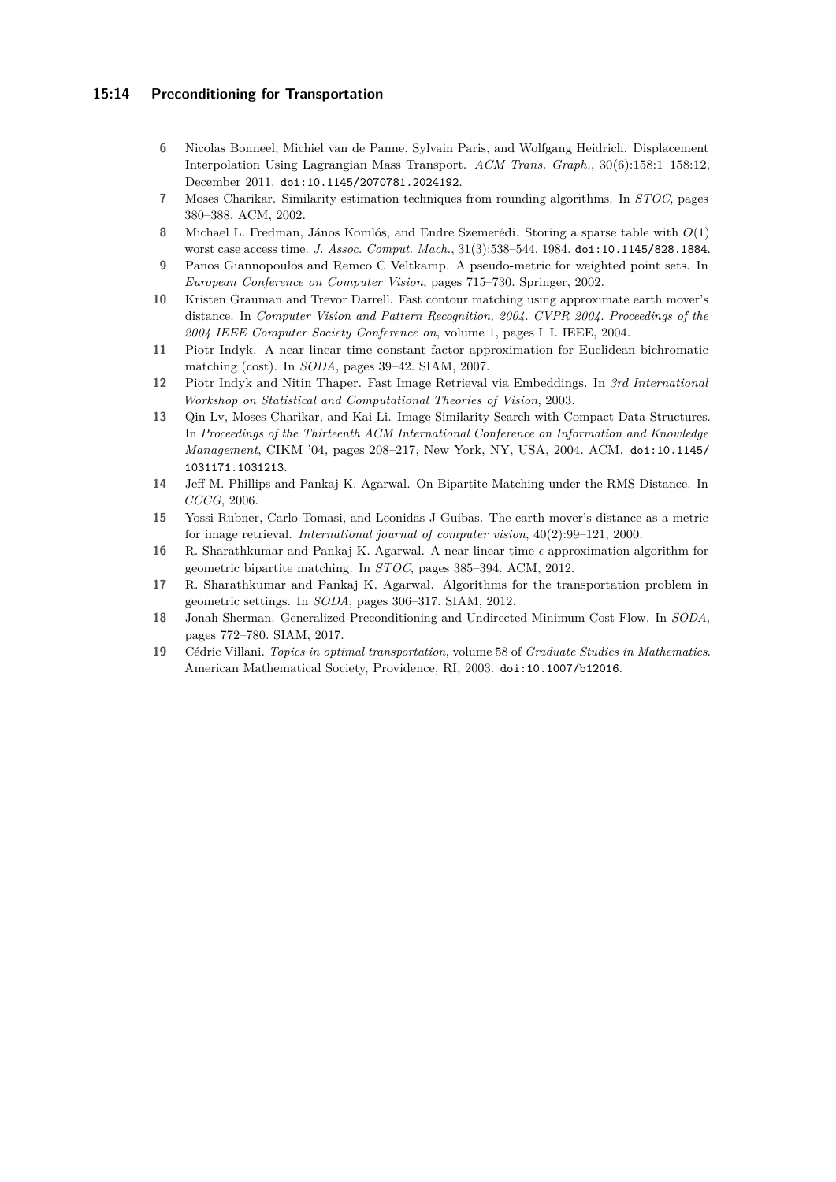6 Nicolas Bonneel, Michiel van de Panne, Sylvain Paris, and Wolfgang Heidrich. Displacement Interpolation Using Lagrangian Mass Transport. *ACM Trans. Graph.*, 30(6):158:1–158:12, December 2011. doi:10.1145/2070781.2024192.

7 Moses Charikar. Similarity estimation techniques from rounding algorithms. In *STOC*, pages 380–388. ACM, 2002.

8 Michael L. Fredman, János Komlós, and Endre Szemerédi. Storing a sparse table with $O(1)$ worst case access time. *J. Assoc. Comput. Mach.*, 31(3):538–544, 1984. doi:10.1145/828.1884.

9 Panos Giannopoulos and Remco C Veltkamp. A pseudo-metric for weighted point sets. In *European Conference on Computer Vision*, pages 715–730. Springer, 2002.

10 Kristen Grauman and Trevor Darrell. Fast contour matching using approximate earth mover's distance. In *Computer Vision and Pattern Recognition, 2004. CVPR 2004. Proceedings of the 2004 IEEE Computer Society Conference on*, volume 1, pages I–I. IEEE, 2004.

11 Piotr Indyk. A near linear time constant factor approximation for Euclidean bichromatic matching (cost). In *SODA*, pages 39–42. SIAM, 2007.

12 Piotr Indyk and Nitin Thaper. Fast Image Retrieval via Embeddings. In *3rd International Workshop on Statistical and Computational Theories of Vision*, 2003.

13 Qin Lv, Moses Charikar, and Kai Li. Image Similarity Search with Compact Data Structures. In *Proceedings of the Thirteenth ACM International Conference on Information and Knowledge Management*, CIKM '04, pages 208–217, New York, NY, USA, 2004. ACM. doi:10.1145/1031171.1031213.

14 Jeff M. Phillips and Pankaj K. Agarwal. On Bipartite Matching under the RMS Distance. In *CCCG*, 2006.

15 Yossi Rubner, Carlo Tomasi, and Leonidas J Guibas. The earth mover's distance as a metric for image retrieval. *International journal of computer vision*, 40(2):99–121, 2000.

16 R. Sharathkumar and Pankaj K. Agarwal. A near-linear time $\epsilon$-approximation algorithm for geometric bipartite matching. In *STOC*, pages 385–394. ACM, 2012.

17 R. Sharathkumar and Pankaj K. Agarwal. Algorithms for the transportation problem in geometric settings. In *SODA*, pages 306–317. SIAM, 2012.

18 Jonah Sherman. Generalized Preconditioning and Undirected Minimum-Cost Flow. In *SODA*, pages 772–780. SIAM, 2017.

19 Cédric Villani. *Topics in optimal transportation*, volume 58 of *Graduate Studies in Mathematics*. American Mathematical Society, Providence, RI, 2003. doi:10.1007/b12016.